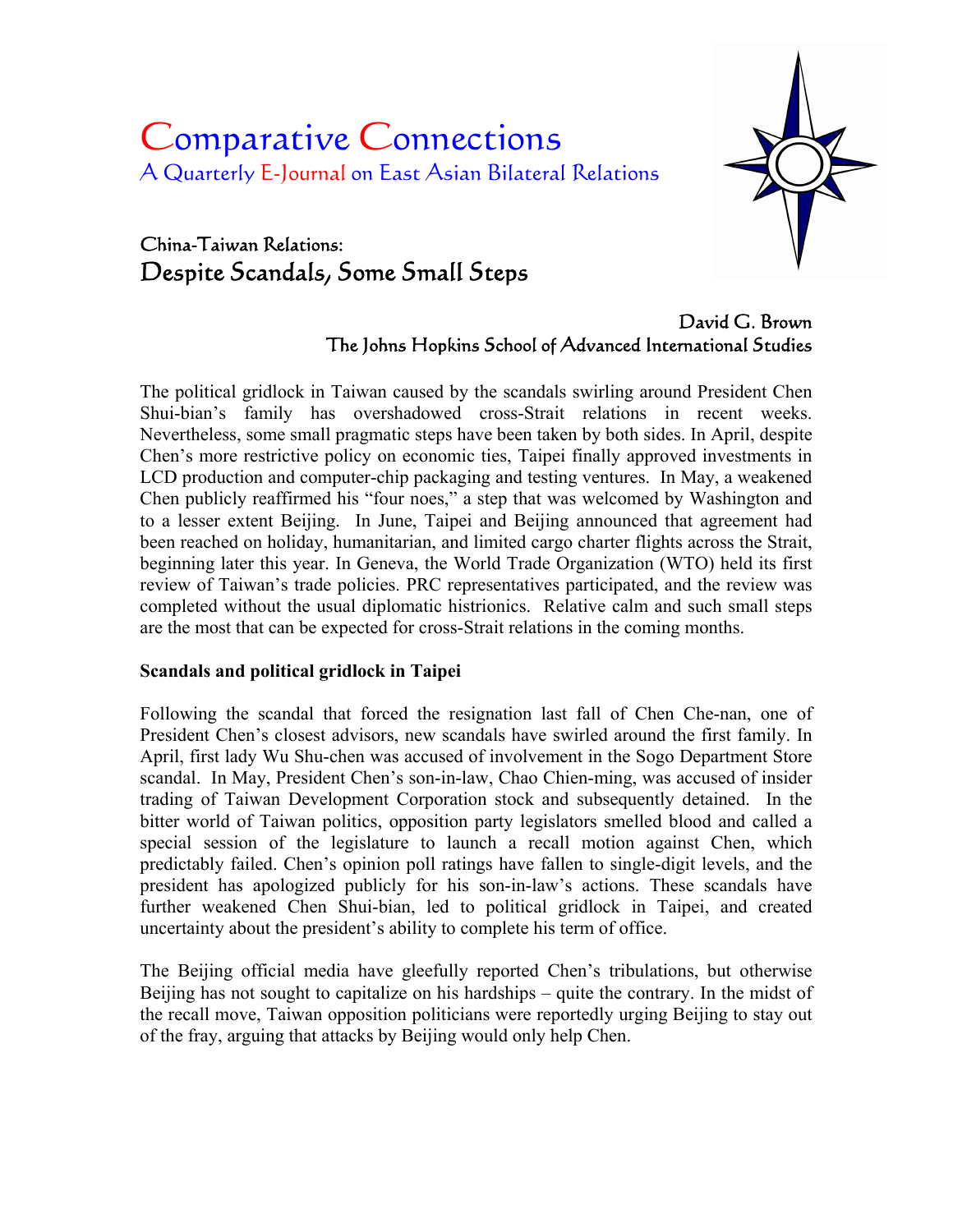# Comparative Connections

A Quarterly E-Journal on East Asian Bilateral Relations

## China-Taiwan Relations:
## Despite Scandals, Some Small Steps

David G. Brown
The Johns Hopkins School of Advanced International Studies

The political gridlock in Taiwan caused by the scandals swirling around President Chen Shui-bian's family has overshadowed cross-Strait relations in recent weeks. Nevertheless, some small pragmatic steps have been taken by both sides. In April, despite Chen's more restrictive policy on economic ties, Taipei finally approved investments in LCD production and computer-chip packaging and testing ventures. In May, a weakened Chen publicly reaffirmed his "four noes," a step that was welcomed by Washington and to a lesser extent Beijing. In June, Taipei and Beijing announced that agreement had been reached on holiday, humanitarian, and limited cargo charter flights across the Strait, beginning later this year. In Geneva, the World Trade Organization (WTO) held its first review of Taiwan's trade policies. PRC representatives participated, and the review was completed without the usual diplomatic histrionics. Relative calm and such small steps are the most that can be expected for cross-Strait relations in the coming months.

**Scandals and political gridlock in Taipei**

Following the scandal that forced the resignation last fall of Chen Che-nan, one of President Chen's closest advisors, new scandals have swirled around the first family. In April, first lady Wu Shu-chen was accused of involvement in the Sogo Department Store scandal. In May, President Chen's son-in-law, Chao Chien-ming, was accused of insider trading of Taiwan Development Corporation stock and subsequently detained. In the bitter world of Taiwan politics, opposition party legislators smelled blood and called a special session of the legislature to launch a recall motion against Chen, which predictably failed. Chen's opinion poll ratings have fallen to single-digit levels, and the president has apologized publicly for his son-in-law's actions. These scandals have further weakened Chen Shui-bian, led to political gridlock in Taipei, and created uncertainty about the president's ability to complete his term of office.

The Beijing official media have gleefully reported Chen's tribulations, but otherwise Beijing has not sought to capitalize on his hardships – quite the contrary. In the midst of the recall move, Taiwan opposition politicians were reportedly urging Beijing to stay out of the fray, arguing that attacks by Beijing would only help Chen.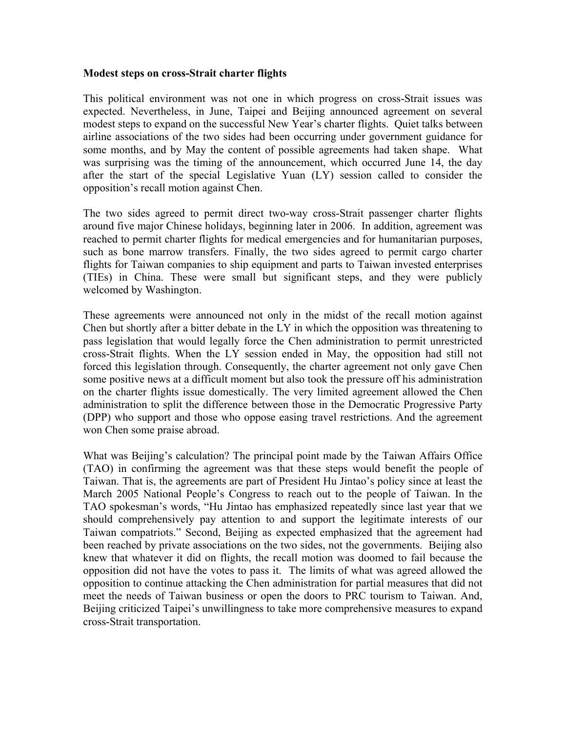**Modest steps on cross-Strait charter flights**

This political environment was not one in which progress on cross-Strait issues was expected. Nevertheless, in June, Taipei and Beijing announced agreement on several modest steps to expand on the successful New Year's charter flights. Quiet talks between airline associations of the two sides had been occurring under government guidance for some months, and by May the content of possible agreements had taken shape. What was surprising was the timing of the announcement, which occurred June 14, the day after the start of the special Legislative Yuan (LY) session called to consider the opposition's recall motion against Chen.

The two sides agreed to permit direct two-way cross-Strait passenger charter flights around five major Chinese holidays, beginning later in 2006. In addition, agreement was reached to permit charter flights for medical emergencies and for humanitarian purposes, such as bone marrow transfers. Finally, the two sides agreed to permit cargo charter flights for Taiwan companies to ship equipment and parts to Taiwan invested enterprises (TIEs) in China. These were small but significant steps, and they were publicly welcomed by Washington.

These agreements were announced not only in the midst of the recall motion against Chen but shortly after a bitter debate in the LY in which the opposition was threatening to pass legislation that would legally force the Chen administration to permit unrestricted cross-Strait flights. When the LY session ended in May, the opposition had still not forced this legislation through. Consequently, the charter agreement not only gave Chen some positive news at a difficult moment but also took the pressure off his administration on the charter flights issue domestically. The very limited agreement allowed the Chen administration to split the difference between those in the Democratic Progressive Party (DPP) who support and those who oppose easing travel restrictions. And the agreement won Chen some praise abroad.

What was Beijing's calculation? The principal point made by the Taiwan Affairs Office (TAO) in confirming the agreement was that these steps would benefit the people of Taiwan. That is, the agreements are part of President Hu Jintao's policy since at least the March 2005 National People's Congress to reach out to the people of Taiwan. In the TAO spokesman's words, "Hu Jintao has emphasized repeatedly since last year that we should comprehensively pay attention to and support the legitimate interests of our Taiwan compatriots." Second, Beijing as expected emphasized that the agreement had been reached by private associations on the two sides, not the governments. Beijing also knew that whatever it did on flights, the recall motion was doomed to fail because the opposition did not have the votes to pass it. The limits of what was agreed allowed the opposition to continue attacking the Chen administration for partial measures that did not meet the needs of Taiwan business or open the doors to PRC tourism to Taiwan. And, Beijing criticized Taipei's unwillingness to take more comprehensive measures to expand cross-Strait transportation.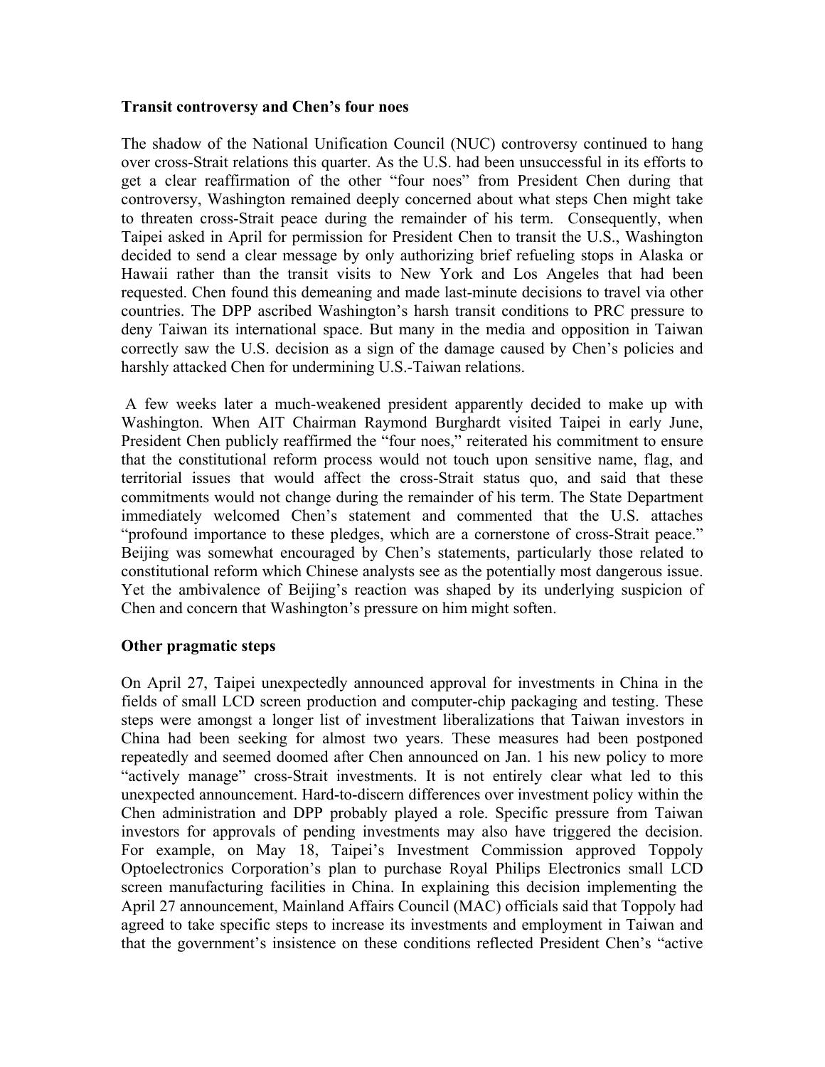**Transit controversy and Chen's four noes**

The shadow of the National Unification Council (NUC) controversy continued to hang over cross-Strait relations this quarter. As the U.S. had been unsuccessful in its efforts to get a clear reaffirmation of the other "four noes" from President Chen during that controversy, Washington remained deeply concerned about what steps Chen might take to threaten cross-Strait peace during the remainder of his term. Consequently, when Taipei asked in April for permission for President Chen to transit the U.S., Washington decided to send a clear message by only authorizing brief refueling stops in Alaska or Hawaii rather than the transit visits to New York and Los Angeles that had been requested. Chen found this demeaning and made last-minute decisions to travel via other countries. The DPP ascribed Washington's harsh transit conditions to PRC pressure to deny Taiwan its international space. But many in the media and opposition in Taiwan correctly saw the U.S. decision as a sign of the damage caused by Chen's policies and harshly attacked Chen for undermining U.S.-Taiwan relations.

A few weeks later a much-weakened president apparently decided to make up with Washington. When AIT Chairman Raymond Burghardt visited Taipei in early June, President Chen publicly reaffirmed the "four noes," reiterated his commitment to ensure that the constitutional reform process would not touch upon sensitive name, flag, and territorial issues that would affect the cross-Strait status quo, and said that these commitments would not change during the remainder of his term. The State Department immediately welcomed Chen's statement and commented that the U.S. attaches "profound importance to these pledges, which are a cornerstone of cross-Strait peace." Beijing was somewhat encouraged by Chen's statements, particularly those related to constitutional reform which Chinese analysts see as the potentially most dangerous issue. Yet the ambivalence of Beijing's reaction was shaped by its underlying suspicion of Chen and concern that Washington's pressure on him might soften.

**Other pragmatic steps**

On April 27, Taipei unexpectedly announced approval for investments in China in the fields of small LCD screen production and computer-chip packaging and testing. These steps were amongst a longer list of investment liberalizations that Taiwan investors in China had been seeking for almost two years. These measures had been postponed repeatedly and seemed doomed after Chen announced on Jan. 1 his new policy to more "actively manage" cross-Strait investments. It is not entirely clear what led to this unexpected announcement. Hard-to-discern differences over investment policy within the Chen administration and DPP probably played a role. Specific pressure from Taiwan investors for approvals of pending investments may also have triggered the decision. For example, on May 18, Taipei's Investment Commission approved Toppoly Optoelectronics Corporation's plan to purchase Royal Philips Electronics small LCD screen manufacturing facilities in China. In explaining this decision implementing the April 27 announcement, Mainland Affairs Council (MAC) officials said that Toppoly had agreed to take specific steps to increase its investments and employment in Taiwan and that the government's insistence on these conditions reflected President Chen's "active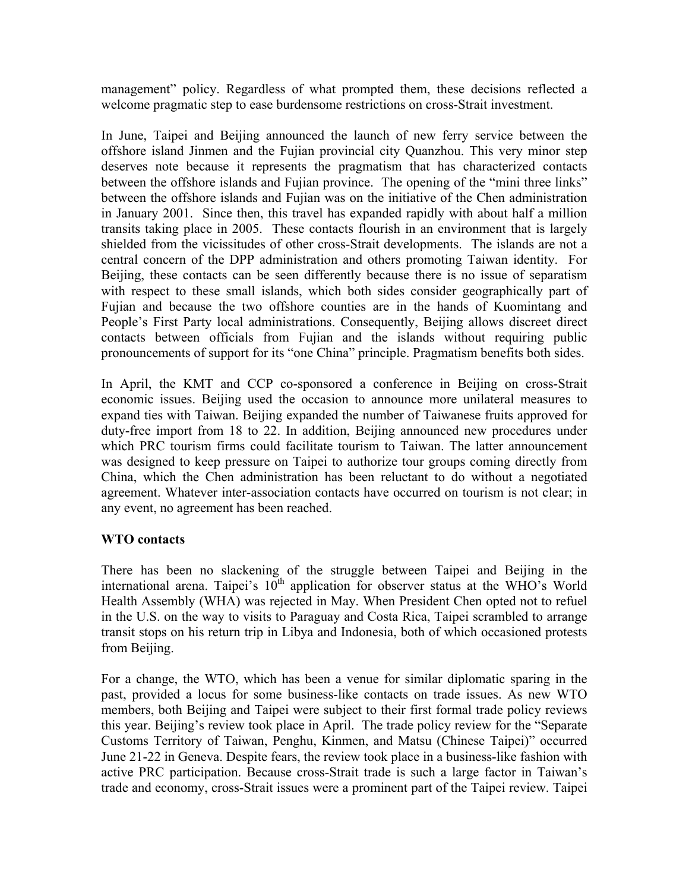management" policy. Regardless of what prompted them, these decisions reflected a welcome pragmatic step to ease burdensome restrictions on cross-Strait investment.

In June, Taipei and Beijing announced the launch of new ferry service between the offshore island Jinmen and the Fujian provincial city Quanzhou. This very minor step deserves note because it represents the pragmatism that has characterized contacts between the offshore islands and Fujian province. The opening of the "mini three links" between the offshore islands and Fujian was on the initiative of the Chen administration in January 2001. Since then, this travel has expanded rapidly with about half a million transits taking place in 2005. These contacts flourish in an environment that is largely shielded from the vicissitudes of other cross-Strait developments. The islands are not a central concern of the DPP administration and others promoting Taiwan identity. For Beijing, these contacts can be seen differently because there is no issue of separatism with respect to these small islands, which both sides consider geographically part of Fujian and because the two offshore counties are in the hands of Kuomintang and People's First Party local administrations. Consequently, Beijing allows discreet direct contacts between officials from Fujian and the islands without requiring public pronouncements of support for its "one China" principle. Pragmatism benefits both sides.

In April, the KMT and CCP co-sponsored a conference in Beijing on cross-Strait economic issues. Beijing used the occasion to announce more unilateral measures to expand ties with Taiwan. Beijing expanded the number of Taiwanese fruits approved for duty-free import from 18 to 22. In addition, Beijing announced new procedures under which PRC tourism firms could facilitate tourism to Taiwan. The latter announcement was designed to keep pressure on Taipei to authorize tour groups coming directly from China, which the Chen administration has been reluctant to do without a negotiated agreement. Whatever inter-association contacts have occurred on tourism is not clear; in any event, no agreement has been reached.

**WTO contacts**

There has been no slackening of the struggle between Taipei and Beijing in the international arena. Taipei's 10th application for observer status at the WHO's World Health Assembly (WHA) was rejected in May. When President Chen opted not to refuel in the U.S. on the way to visits to Paraguay and Costa Rica, Taipei scrambled to arrange transit stops on his return trip in Libya and Indonesia, both of which occasioned protests from Beijing.

For a change, the WTO, which has been a venue for similar diplomatic sparing in the past, provided a locus for some business-like contacts on trade issues. As new WTO members, both Beijing and Taipei were subject to their first formal trade policy reviews this year. Beijing's review took place in April. The trade policy review for the "Separate Customs Territory of Taiwan, Penghu, Kinmen, and Matsu (Chinese Taipei)" occurred June 21-22 in Geneva. Despite fears, the review took place in a business-like fashion with active PRC participation. Because cross-Strait trade is such a large factor in Taiwan's trade and economy, cross-Strait issues were a prominent part of the Taipei review. Taipei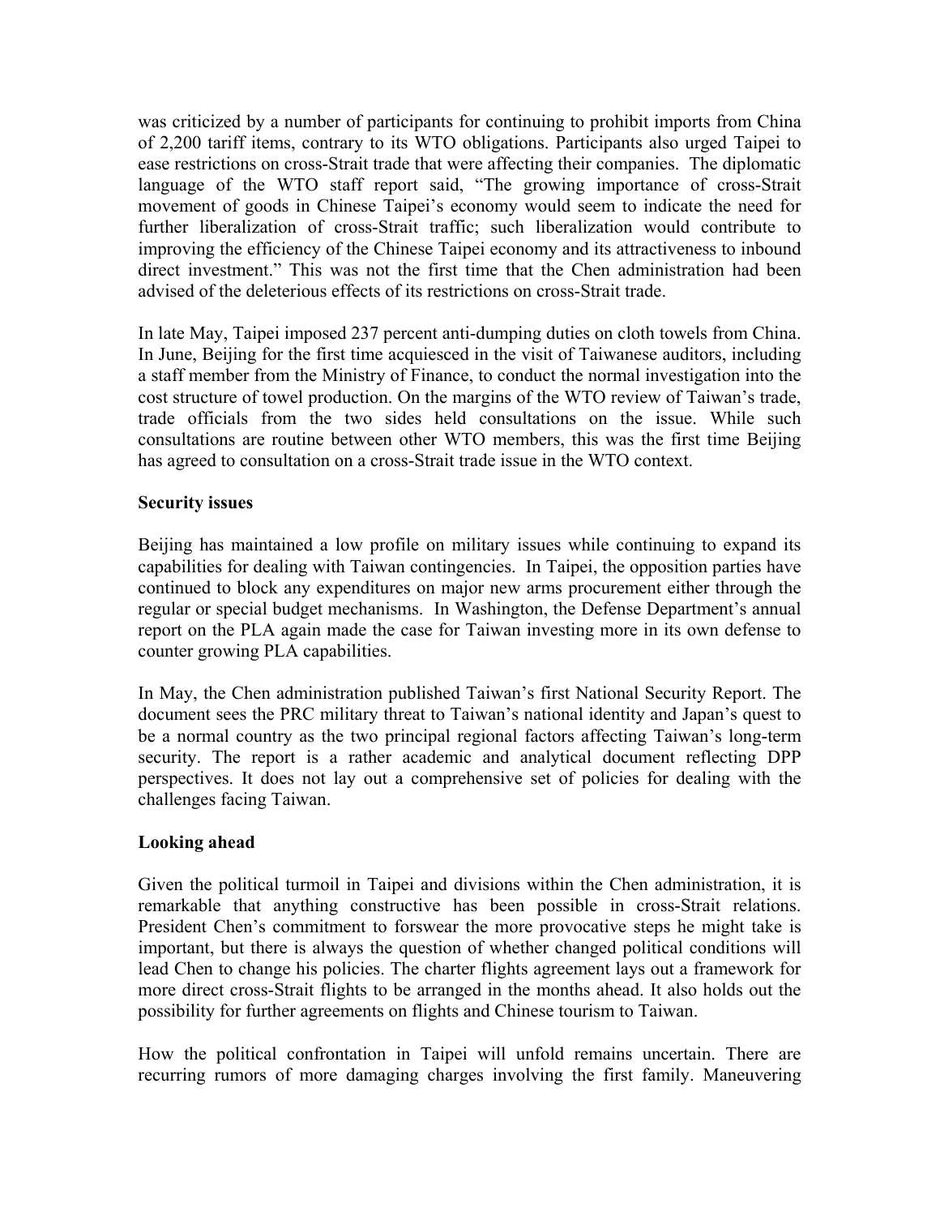was criticized by a number of participants for continuing to prohibit imports from China of 2,200 tariff items, contrary to its WTO obligations. Participants also urged Taipei to ease restrictions on cross-Strait trade that were affecting their companies. The diplomatic language of the WTO staff report said, "The growing importance of cross-Strait movement of goods in Chinese Taipei's economy would seem to indicate the need for further liberalization of cross-Strait traffic; such liberalization would contribute to improving the efficiency of the Chinese Taipei economy and its attractiveness to inbound direct investment." This was not the first time that the Chen administration had been advised of the deleterious effects of its restrictions on cross-Strait trade.

In late May, Taipei imposed 237 percent anti-dumping duties on cloth towels from China. In June, Beijing for the first time acquiesced in the visit of Taiwanese auditors, including a staff member from the Ministry of Finance, to conduct the normal investigation into the cost structure of towel production. On the margins of the WTO review of Taiwan's trade, trade officials from the two sides held consultations on the issue. While such consultations are routine between other WTO members, this was the first time Beijing has agreed to consultation on a cross-Strait trade issue in the WTO context.

**Security issues**

Beijing has maintained a low profile on military issues while continuing to expand its capabilities for dealing with Taiwan contingencies. In Taipei, the opposition parties have continued to block any expenditures on major new arms procurement either through the regular or special budget mechanisms. In Washington, the Defense Department's annual report on the PLA again made the case for Taiwan investing more in its own defense to counter growing PLA capabilities.

In May, the Chen administration published Taiwan's first National Security Report. The document sees the PRC military threat to Taiwan's national identity and Japan's quest to be a normal country as the two principal regional factors affecting Taiwan's long-term security. The report is a rather academic and analytical document reflecting DPP perspectives. It does not lay out a comprehensive set of policies for dealing with the challenges facing Taiwan.

**Looking ahead**

Given the political turmoil in Taipei and divisions within the Chen administration, it is remarkable that anything constructive has been possible in cross-Strait relations. President Chen's commitment to forswear the more provocative steps he might take is important, but there is always the question of whether changed political conditions will lead Chen to change his policies. The charter flights agreement lays out a framework for more direct cross-Strait flights to be arranged in the months ahead. It also holds out the possibility for further agreements on flights and Chinese tourism to Taiwan.

How the political confrontation in Taipei will unfold remains uncertain. There are recurring rumors of more damaging charges involving the first family. Maneuvering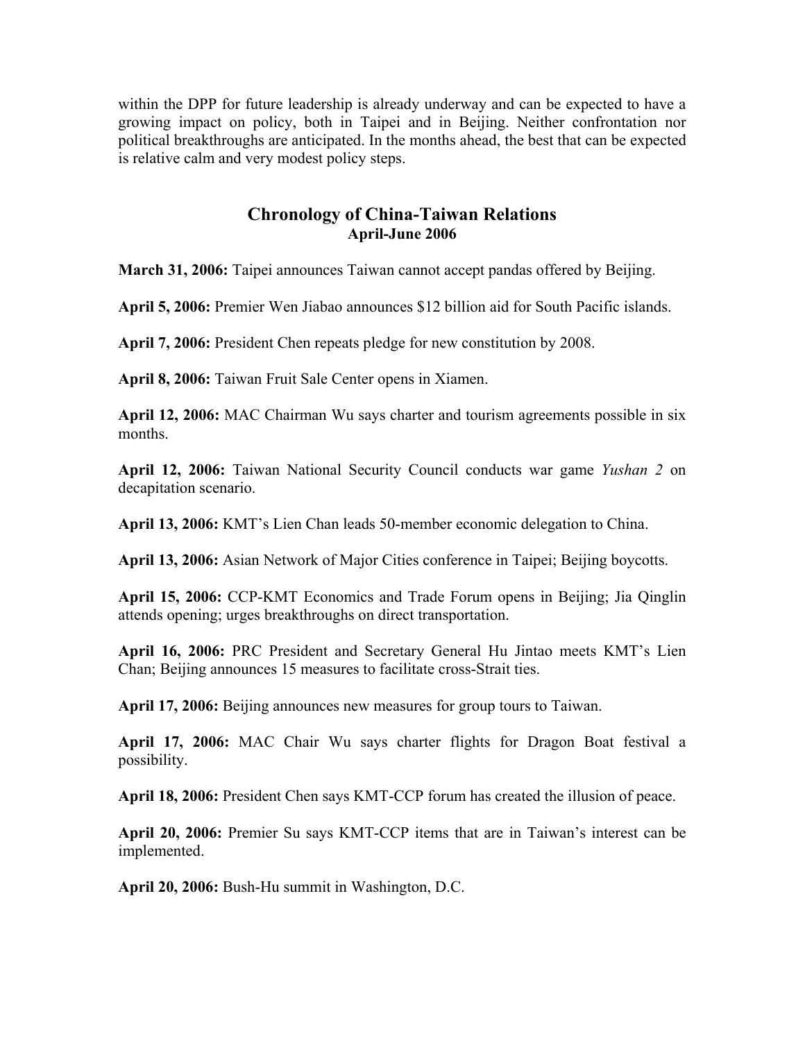within the DPP for future leadership is already underway and can be expected to have a growing impact on policy, both in Taipei and in Beijing. Neither confrontation nor political breakthroughs are anticipated. In the months ahead, the best that can be expected is relative calm and very modest policy steps.

## Chronology of China-Taiwan Relations
### April-June 2006

**March 31, 2006:** Taipei announces Taiwan cannot accept pandas offered by Beijing.

**April 5, 2006:** Premier Wen Jiabao announces $12 billion aid for South Pacific islands.

**April 7, 2006:** President Chen repeats pledge for new constitution by 2008.

**April 8, 2006:** Taiwan Fruit Sale Center opens in Xiamen.

**April 12, 2006:** MAC Chairman Wu says charter and tourism agreements possible in six months.

**April 12, 2006:** Taiwan National Security Council conducts war game *Yushan 2* on decapitation scenario.

**April 13, 2006:** KMT's Lien Chan leads 50-member economic delegation to China.

**April 13, 2006:** Asian Network of Major Cities conference in Taipei; Beijing boycotts.

**April 15, 2006:** CCP-KMT Economics and Trade Forum opens in Beijing; Jia Qinglin attends opening; urges breakthroughs on direct transportation.

**April 16, 2006:** PRC President and Secretary General Hu Jintao meets KMT's Lien Chan; Beijing announces 15 measures to facilitate cross-Strait ties.

**April 17, 2006:** Beijing announces new measures for group tours to Taiwan.

**April 17, 2006:** MAC Chair Wu says charter flights for Dragon Boat festival a possibility.

**April 18, 2006:** President Chen says KMT-CCP forum has created the illusion of peace.

**April 20, 2006:** Premier Su says KMT-CCP items that are in Taiwan's interest can be implemented.

**April 20, 2006:** Bush-Hu summit in Washington, D.C.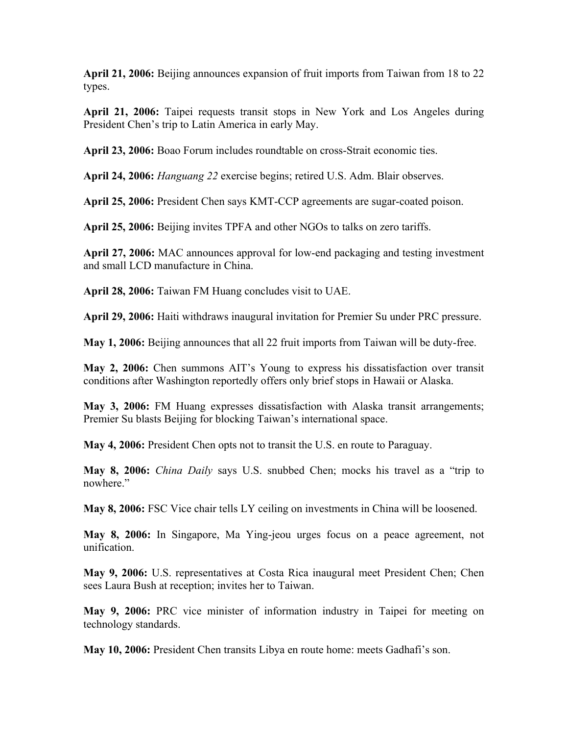**April 21, 2006:** Beijing announces expansion of fruit imports from Taiwan from 18 to 22 types.

**April 21, 2006:** Taipei requests transit stops in New York and Los Angeles during President Chen's trip to Latin America in early May.

**April 23, 2006:** Boao Forum includes roundtable on cross-Strait economic ties.

**April 24, 2006:** *Hanguang 22* exercise begins; retired U.S. Adm. Blair observes.

**April 25, 2006:** President Chen says KMT-CCP agreements are sugar-coated poison.

**April 25, 2006:** Beijing invites TPFA and other NGOs to talks on zero tariffs.

**April 27, 2006:** MAC announces approval for low-end packaging and testing investment and small LCD manufacture in China.

**April 28, 2006:** Taiwan FM Huang concludes visit to UAE.

**April 29, 2006:** Haiti withdraws inaugural invitation for Premier Su under PRC pressure.

**May 1, 2006:** Beijing announces that all 22 fruit imports from Taiwan will be duty-free.

**May 2, 2006:** Chen summons AIT's Young to express his dissatisfaction over transit conditions after Washington reportedly offers only brief stops in Hawaii or Alaska.

**May 3, 2006:** FM Huang expresses dissatisfaction with Alaska transit arrangements; Premier Su blasts Beijing for blocking Taiwan's international space.

**May 4, 2006:** President Chen opts not to transit the U.S. en route to Paraguay.

**May 8, 2006:** *China Daily* says U.S. snubbed Chen; mocks his travel as a "trip to nowhere."

**May 8, 2006:** FSC Vice chair tells LY ceiling on investments in China will be loosened.

**May 8, 2006:** In Singapore, Ma Ying-jeou urges focus on a peace agreement, not unification.

**May 9, 2006:** U.S. representatives at Costa Rica inaugural meet President Chen; Chen sees Laura Bush at reception; invites her to Taiwan.

**May 9, 2006:** PRC vice minister of information industry in Taipei for meeting on technology standards.

**May 10, 2006:** President Chen transits Libya en route home: meets Gadhafi's son.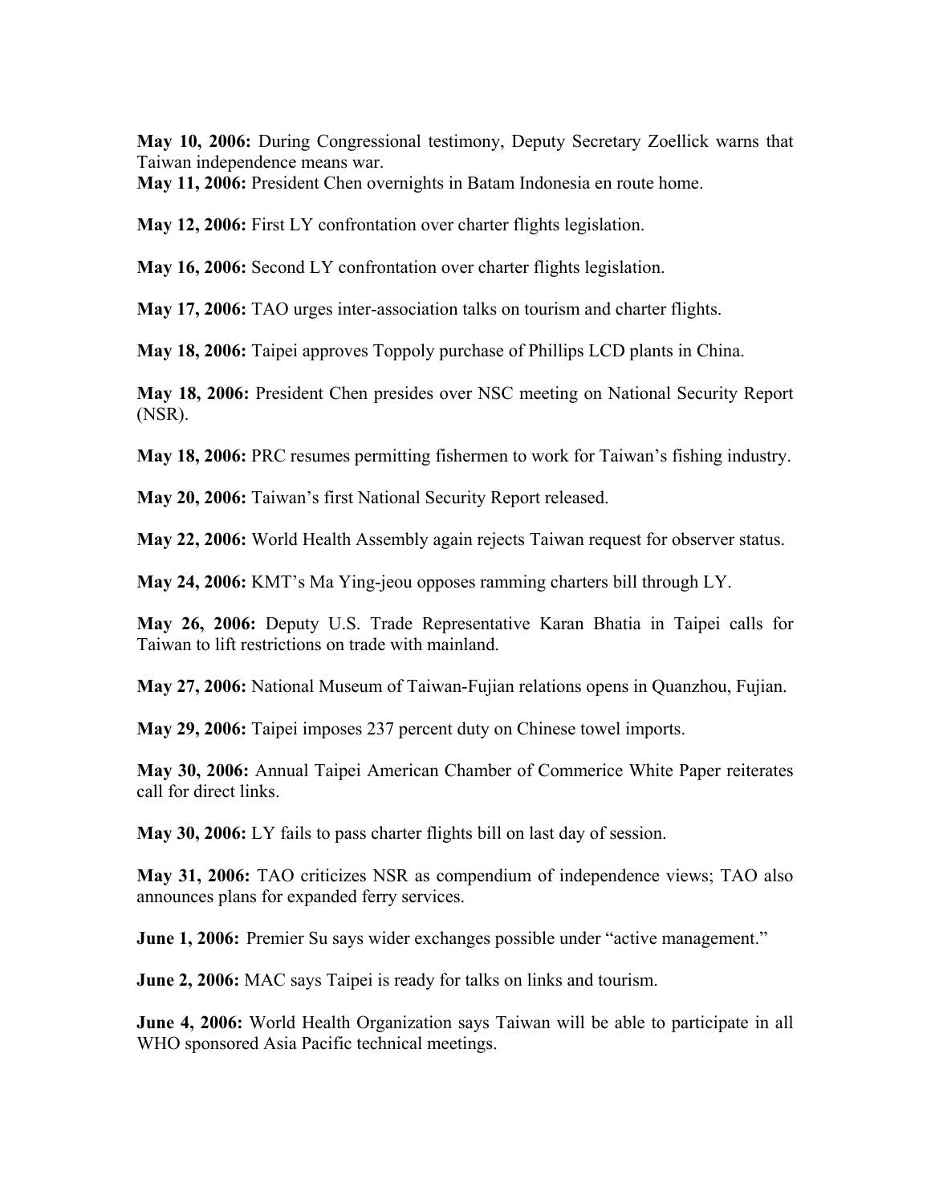**May 10, 2006:** During Congressional testimony, Deputy Secretary Zoellick warns that Taiwan independence means war.

**May 11, 2006:** President Chen overnights in Batam Indonesia en route home.

**May 12, 2006:** First LY confrontation over charter flights legislation.

**May 16, 2006:** Second LY confrontation over charter flights legislation.

**May 17, 2006:** TAO urges inter-association talks on tourism and charter flights.

**May 18, 2006:** Taipei approves Toppoly purchase of Phillips LCD plants in China.

**May 18, 2006:** President Chen presides over NSC meeting on National Security Report (NSR).

**May 18, 2006:** PRC resumes permitting fishermen to work for Taiwan's fishing industry.

**May 20, 2006:** Taiwan's first National Security Report released.

**May 22, 2006:** World Health Assembly again rejects Taiwan request for observer status.

**May 24, 2006:** KMT's Ma Ying-jeou opposes ramming charters bill through LY.

**May 26, 2006:** Deputy U.S. Trade Representative Karan Bhatia in Taipei calls for Taiwan to lift restrictions on trade with mainland.

**May 27, 2006:** National Museum of Taiwan-Fujian relations opens in Quanzhou, Fujian.

**May 29, 2006:** Taipei imposes 237 percent duty on Chinese towel imports.

**May 30, 2006:** Annual Taipei American Chamber of Commerce White Paper reiterates call for direct links.

**May 30, 2006:** LY fails to pass charter flights bill on last day of session.

**May 31, 2006:** TAO criticizes NSR as compendium of independence views; TAO also announces plans for expanded ferry services.

**June 1, 2006:** Premier Su says wider exchanges possible under "active management."

**June 2, 2006:** MAC says Taipei is ready for talks on links and tourism.

**June 4, 2006:** World Health Organization says Taiwan will be able to participate in all WHO sponsored Asia Pacific technical meetings.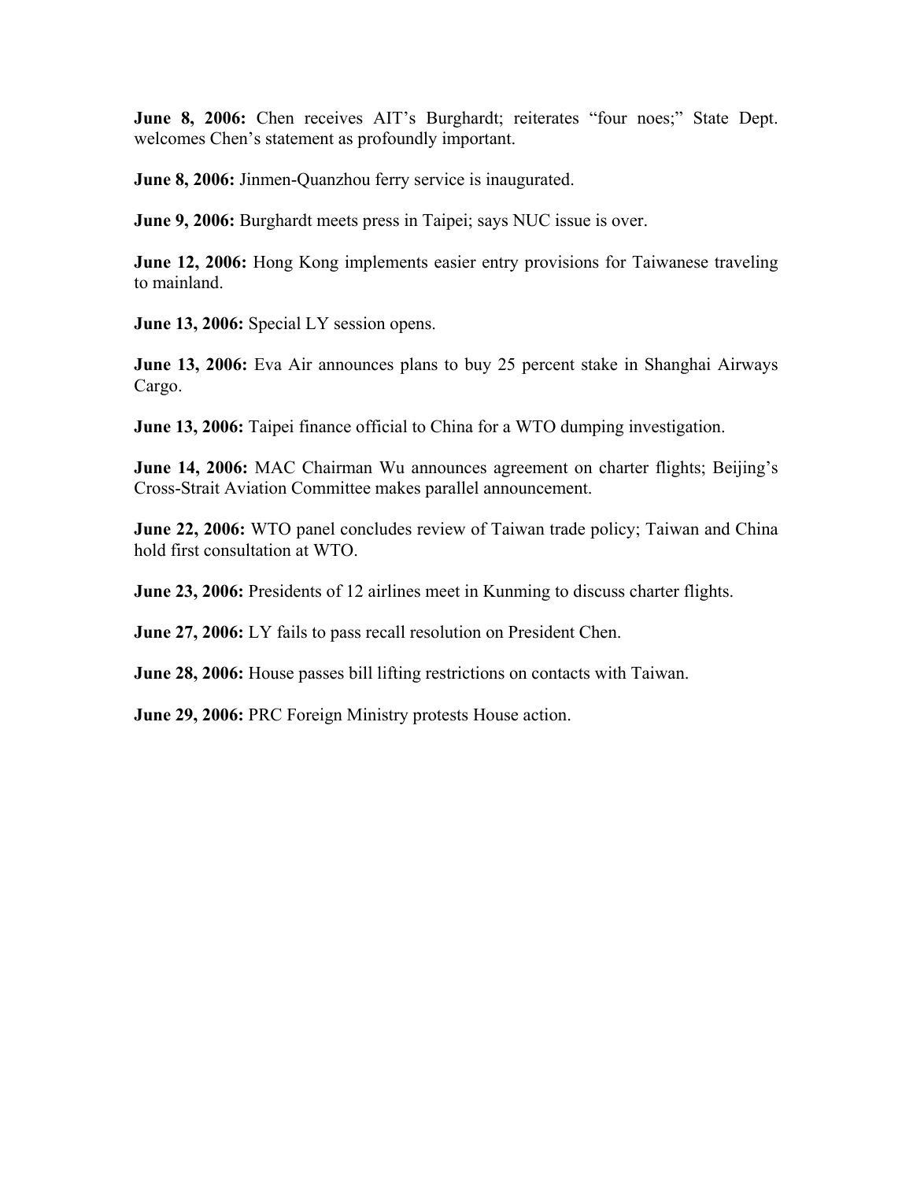**June 8, 2006:** Chen receives AIT's Burghardt; reiterates "four noes;" State Dept. welcomes Chen's statement as profoundly important.

**June 8, 2006:** Jinmen-Quanzhou ferry service is inaugurated.

**June 9, 2006:** Burghardt meets press in Taipei; says NUC issue is over.

**June 12, 2006:** Hong Kong implements easier entry provisions for Taiwanese traveling to mainland.

**June 13, 2006:** Special LY session opens.

**June 13, 2006:** Eva Air announces plans to buy 25 percent stake in Shanghai Airways Cargo.

**June 13, 2006:** Taipei finance official to China for a WTO dumping investigation.

**June 14, 2006:** MAC Chairman Wu announces agreement on charter flights; Beijing's Cross-Strait Aviation Committee makes parallel announcement.

**June 22, 2006:** WTO panel concludes review of Taiwan trade policy; Taiwan and China hold first consultation at WTO.

**June 23, 2006:** Presidents of 12 airlines meet in Kunming to discuss charter flights.

**June 27, 2006:** LY fails to pass recall resolution on President Chen.

**June 28, 2006:** House passes bill lifting restrictions on contacts with Taiwan.

**June 29, 2006:** PRC Foreign Ministry protests House action.